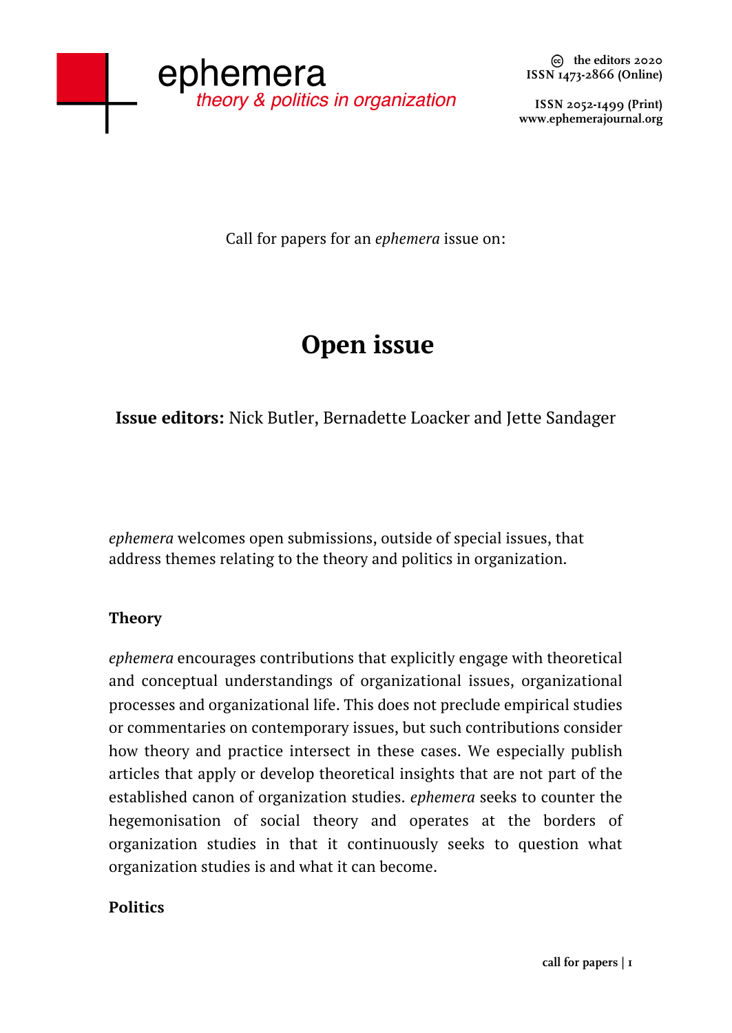ephemera
*theory & politics in organization*

the editors 2020
ISSN 1473-2866 (Online)

ISSN 2052-1499 (Print)
www.ephemerajournal.org

Call for papers for an *ephemera* issue on:

# Open issue

**Issue editors:** Nick Butler, Bernadette Loacker and Jette Sandager

*ephemera* welcomes open submissions, outside of special issues, that address themes relating to the theory and politics in organization.

## Theory

*ephemera* encourages contributions that explicitly engage with theoretical and conceptual understandings of organizational issues, organizational processes and organizational life. This does not preclude empirical studies or commentaries on contemporary issues, but such contributions consider how theory and practice intersect in these cases. We especially publish articles that apply or develop theoretical insights that are not part of the established canon of organization studies. *ephemera* seeks to counter the hegemonisation of social theory and operates at the borders of organization studies in that it continuously seeks to question what organization studies is and what it can become.

## Politics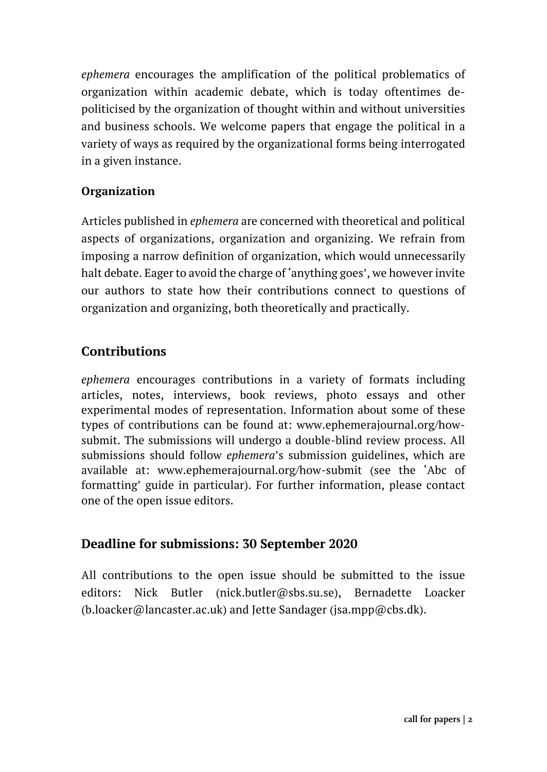*ephemera* encourages the amplification of the political problematics of organization within academic debate, which is today oftentimes de-politicised by the organization of thought within and without universities and business schools. We welcome papers that engage the political in a variety of ways as required by the organizational forms being interrogated in a given instance.

### Organization

Articles published in *ephemera* are concerned with theoretical and political aspects of organizations, organization and organizing. We refrain from imposing a narrow definition of organization, which would unnecessarily halt debate. Eager to avoid the charge of 'anything goes', we however invite our authors to state how their contributions connect to questions of organization and organizing, both theoretically and practically.

## Contributions

*ephemera* encourages contributions in a variety of formats including articles, notes, interviews, book reviews, photo essays and other experimental modes of representation. Information about some of these types of contributions can be found at: www.ephemerajournal.org/how-submit. The submissions will undergo a double-blind review process. All submissions should follow *ephemera*'s submission guidelines, which are available at: www.ephemerajournal.org/how-submit (see the 'Abc of formatting' guide in particular). For further information, please contact one of the open issue editors.

## Deadline for submissions: 30 September 2020

All contributions to the open issue should be submitted to the issue editors: Nick Butler (nick.butler@sbs.su.se), Bernadette Loacker (b.loacker@lancaster.ac.uk) and Jette Sandager (jsa.mpp@cbs.dk).